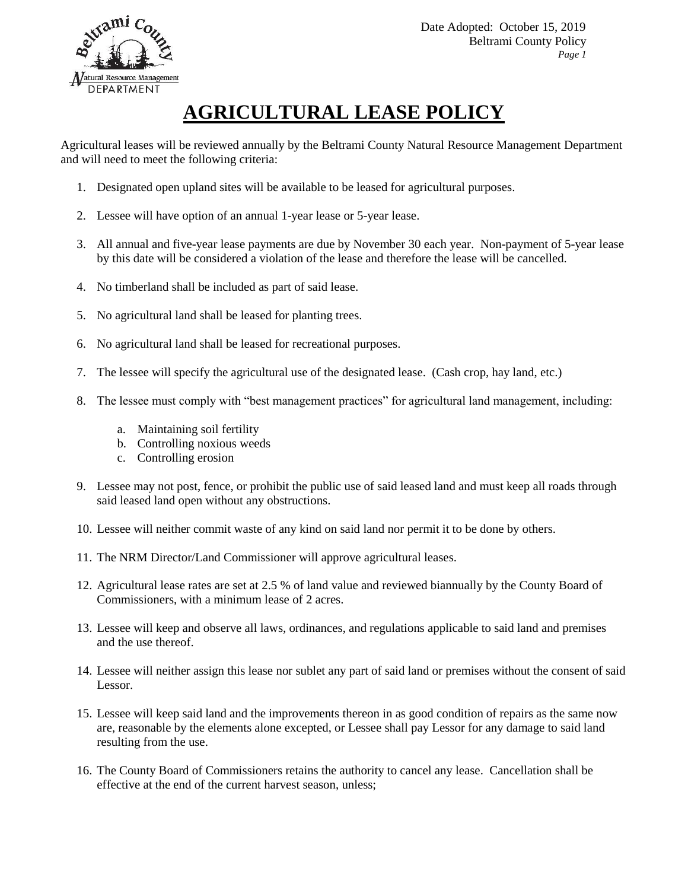Date Adopted: October 15, 2019
Beltrami County Policy

# AGRICULTURAL LEASE POLICY

Agricultural leases will be reviewed annually by the Beltrami County Natural Resource Management Department and will need to meet the following criteria:

1. Designated open upland sites will be available to be leased for agricultural purposes.

2. Lessee will have option of an annual 1-year lease or 5-year lease.

3. All annual and five-year lease payments are due by November 30 each year. Non-payment of 5-year lease by this date will be considered a violation of the lease and therefore the lease will be cancelled.

4. No timberland shall be included as part of said lease.

5. No agricultural land shall be leased for planting trees.

6. No agricultural land shall be leased for recreational purposes.

7. The lessee will specify the agricultural use of the designated lease. (Cash crop, hay land, etc.)

8. The lessee must comply with "best management practices" for agricultural land management, including:

   a. Maintaining soil fertility
   b. Controlling noxious weeds
   c. Controlling erosion

9. Lessee may not post, fence, or prohibit the public use of said leased land and must keep all roads through said leased land open without any obstructions.

10. Lessee will neither commit waste of any kind on said land nor permit it to be done by others.

11. The NRM Director/Land Commissioner will approve agricultural leases.

12. Agricultural lease rates are set at 2.5 % of land value and reviewed biannually by the County Board of Commissioners, with a minimum lease of 2 acres.

13. Lessee will keep and observe all laws, ordinances, and regulations applicable to said land and premises and the use thereof.

14. Lessee will neither assign this lease nor sublet any part of said land or premises without the consent of said Lessor.

15. Lessee will keep said land and the improvements thereon in as good condition of repairs as the same now are, reasonable by the elements alone excepted, or Lessee shall pay Lessor for any damage to said land resulting from the use.

16. The County Board of Commissioners retains the authority to cancel any lease. Cancellation shall be effective at the end of the current harvest season, unless;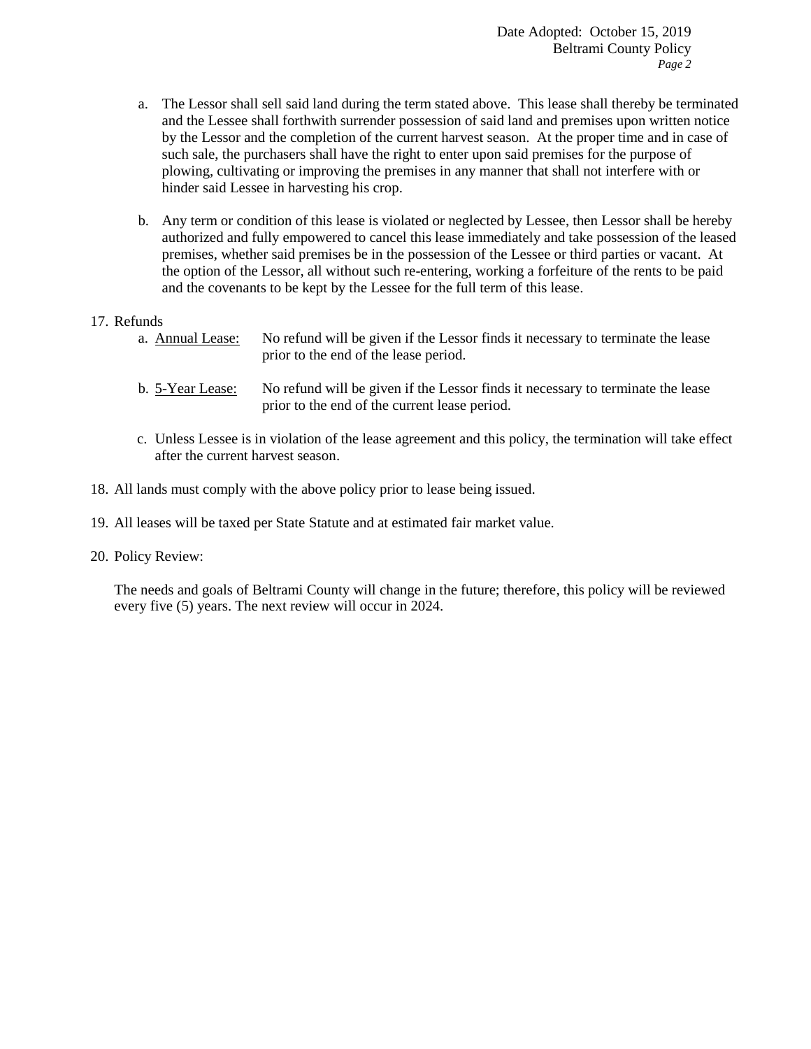a. The Lessor shall sell said land during the term stated above. This lease shall thereby be terminated and the Lessee shall forthwith surrender possession of said land and premises upon written notice by the Lessor and the completion of the current harvest season. At the proper time and in case of such sale, the purchasers shall have the right to enter upon said premises for the purpose of plowing, cultivating or improving the premises in any manner that shall not interfere with or hinder said Lessee in harvesting his crop.

b. Any term or condition of this lease is violated or neglected by Lessee, then Lessor shall be hereby authorized and fully empowered to cancel this lease immediately and take possession of the leased premises, whether said premises be in the possession of the Lessee or third parties or vacant. At the option of the Lessor, all without such re-entering, working a forfeiture of the rents to be paid and the covenants to be kept by the Lessee for the full term of this lease.

17. Refunds
    a. <u>Annual Lease:</u> No refund will be given if the Lessor finds it necessary to terminate the lease prior to the end of the lease period.

    b. <u>5-Year Lease:</u> No refund will be given if the Lessor finds it necessary to terminate the lease prior to the end of the current lease period.

    c. Unless Lessee is in violation of the lease agreement and this policy, the termination will take effect after the current harvest season.

18. All lands must comply with the above policy prior to lease being issued.

19. All leases will be taxed per State Statute and at estimated fair market value.

20. Policy Review:

    The needs and goals of Beltrami County will change in the future; therefore, this policy will be reviewed every five (5) years. The next review will occur in 2024.